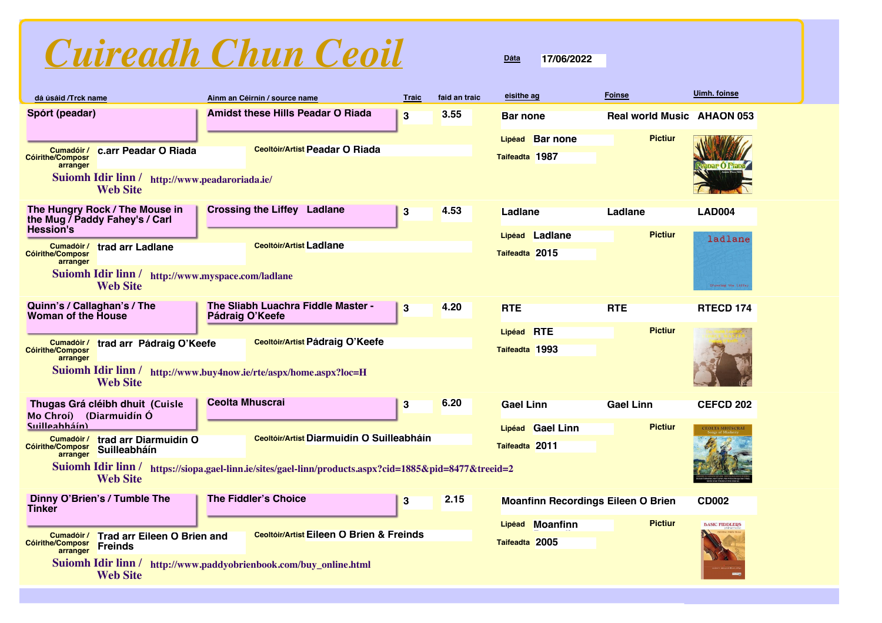# Cuireadh Chun Ceoil

**Dáta** 17/06/2022

| dá úsáid /Trck name | Ainm an Céirnín / source name | Traic | faid an traic | eisithe ag | Foinse | Uimh. foinse |
|---|---|---|---|---|---|---|
| Spórt (peadar) | Amidst these Hills Peadar O Riada | 3 | 3.55 | Bar none | Real world Music | AHAON 053 |

Cumadóir / Cóirithe/Composr arranger: c.arr Peadar O Riada
Ceoltóir/Artist: Peadar O Riada
Lipéad: Bar none
Taifeadta: 1987
Pictiur
Suiomh Idir linn / Web Site: http://www.peadaroriada.ie/

| dá úsáid /Trck name | Ainm an Céirnín / source name | Traic | faid an traic | eisithe ag | Foinse | Uimh. foinse |
|---|---|---|---|---|---|---|
| The Hungry Rock / The Mouse in the Mug / Paddy Fahey's / Carl Hession's | Crossing the Liffey Ladlane | 3 | 4.53 | Ladlane | Ladlane | LAD004 |

Cumadóir / Cóirithe/Composr arranger: trad arr Ladlane
Ceoltóir/Artist: Ladlane
Lipéad: Ladlane
Taifeadta: 2015
Pictiur
Suiomh Idir linn / Web Site: http://www.myspace.com/ladlane

| dá úsáid /Trck name | Ainm an Céirnín / source name | Traic | faid an traic | eisithe ag | Foinse | Uimh. foinse |
|---|---|---|---|---|---|---|
| Quinn's / Callaghan's / The Woman of the House | The Sliabh Luachra Fiddle Master - Pádraig O'Keefe | 3 | 4.20 | RTE | RTE | RTECD 174 |

Cumadóir / Cóirithe/Composr arranger: trad arr Pádraig O'Keefe
Ceoltóir/Artist: Pádraig O'Keefe
Lipéad: RTE
Taifeadta: 1993
Pictiur
Suiomh Idir linn / Web Site: http://www.buy4now.ie/rte/aspx/home.aspx?loc=H

| dá úsáid /Trck name | Ainm an Céirnín / source name | Traic | faid an traic | eisithe ag | Foinse | Uimh. foinse |
|---|---|---|---|---|---|---|
| Thugas Grá cléibh dhuit (Cuisle Mo Chroí) (Diarmuidín Ó Suilleabháin) | Ceolta Mhuscrai | 3 | 6.20 | Gael Linn | Gael Linn | CEFCD 202 |

Cumadóir / Cóirithe/Composr arranger: trad arr Diarmuidin O Suilleabháin
Ceoltóir/Artist: Diarmuidín O Suilleabháin
Lipéad: Gael Linn
Taifeadta: 2011
Pictiur
Suiomh Idir linn / Web Site: https://siopa.gael-linn.ie/sites/gael-linn/products.aspx?cid=1885&pid=8477&treeid=2

| dá úsáid /Trck name | Ainm an Céirnín / source name | Traic | faid an traic | eisithe ag | Foinse | Uimh. foinse |
|---|---|---|---|---|---|---|
| Dinny O'Brien's / Tumble The Tinker | The Fiddler's Choice | 3 | 2.15 | Moanfinn Recordings | Eileen O Brien | CD002 |

Cumadóir / Cóirithe/Composr arranger: Trad arr Eileen O Brien and Freinds
Ceoltóir/Artist: Eileen O Brien & Freinds
Lipéad: Moanfinn
Taifeadta: 2005
Pictiur
Suiomh Idir linn / Web Site: http://www.paddyobrienbook.com/buy_online.html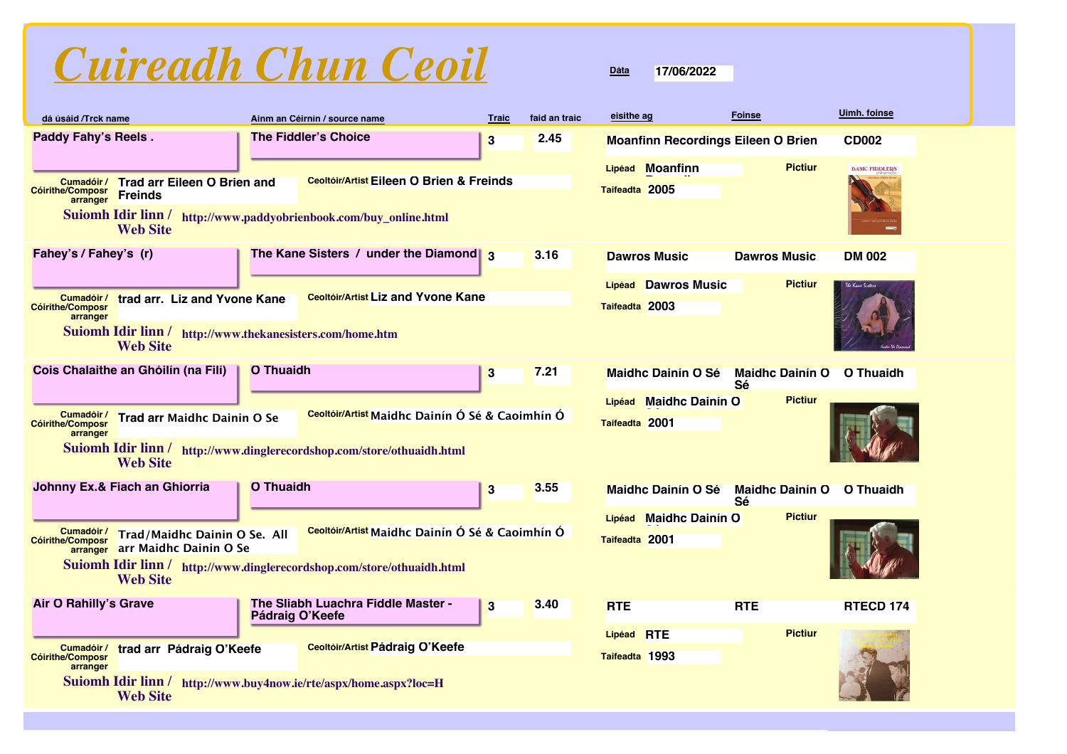# Cuireadh Chun Ceoil

**Dáta** 17/06/2022

| dá úsáid /Trck name | Ainm an Céirnín / source name | Traic | faid an traic | eisithe ag | Foinse | Uimh. foinse |
|---|---|---|---|---|---|---|
| Paddy Fahy's Reels . | The Fiddler's Choice | 3 | 2.45 | Moanfinn Recordings | Eileen O Brien | CD002 |
| Fahey's / Fahey's (r) | The Kane Sisters / under the Diamond | 3 | 3.16 | Dawros Music | Dawros Music | DM 002 |
| Cois Chalaithe an Ghóilín (na Filí) | O Thuaidh | 3 | 7.21 | Maidhc Dainín O Sé | Maidhc Dainín O Sé | O Thuaidh |
| Johnny Ex.& Fiach an Ghiorria | O Thuaidh | 3 | 3.55 | Maidhc Dainín O Sé | Maidhc Dainín O Sé | O Thuaidh |
| Air O Rahilly's Grave | The Sliabh Luachra Fiddle Master - Pádraig O'Keefe | 3 | 3.40 | RTE | RTE | RTECD 174 |

**Paddy Fahy's Reels .**
- Cumadóir / Cóirithe/Composr arranger: Trad arr Eileen O Brien and Freinds
- Ceoltóir/Artist: Eileen O Brien & Freinds
- Lipéad: Moanfinn
- Taifeadta: 2005
- Pictiur
- Suiomh Idir linn / Web Site: http://www.paddyobrienbook.com/buy_online.html

**Fahey's / Fahey's (r)**
- Cumadóir / Cóirithe/Composr arranger: trad arr. Liz and Yvone Kane
- Ceoltóir/Artist: Liz and Yvone Kane
- Lipéad: Dawros Music
- Taifeadta: 2003
- Pictiur
- Suiomh Idir linn / Web Site: http://www.thekanesisters.com/home.htm

**Cois Chalaithe an Ghóilín (na Filí)**
- Cumadóir / Cóirithe/Composr arranger: Trad arr Maidhc Dainin O Se
- Ceoltóir/Artist: Maidhc Dainín Ó Sé & Caoimhín Ó
- Lipéad: Maidhc Dainín O
- Taifeadta: 2001
- Pictiur
- Suiomh Idir linn / Web Site: http://www.dinglerecordshop.com/store/othuaidh.html

**Johnny Ex.& Fiach an Ghiorria**
- Cumadóir / Cóirithe/Composr arranger: Trad/Maidhc Dainin O Se. All arr Maidhc Dainin O Se
- Ceoltóir/Artist: Maidhc Dainín Ó Sé & Caoimhín Ó
- Lipéad: Maidhc Dainín O
- Taifeadta: 2001
- Pictiur
- Suiomh Idir linn / Web Site: http://www.dinglerecordshop.com/store/othuaidh.html

**Air O Rahilly's Grave**
- Cumadóir / Cóirithe/Composr arranger: trad arr Pádraig O'Keefe
- Ceoltóir/Artist: Pádraig O'Keefe
- Lipéad: RTE
- Taifeadta: 1993
- Pictiur
- Suiomh Idir linn / Web Site: http://www.buy4now.ie/rte/aspx/home.aspx?loc=H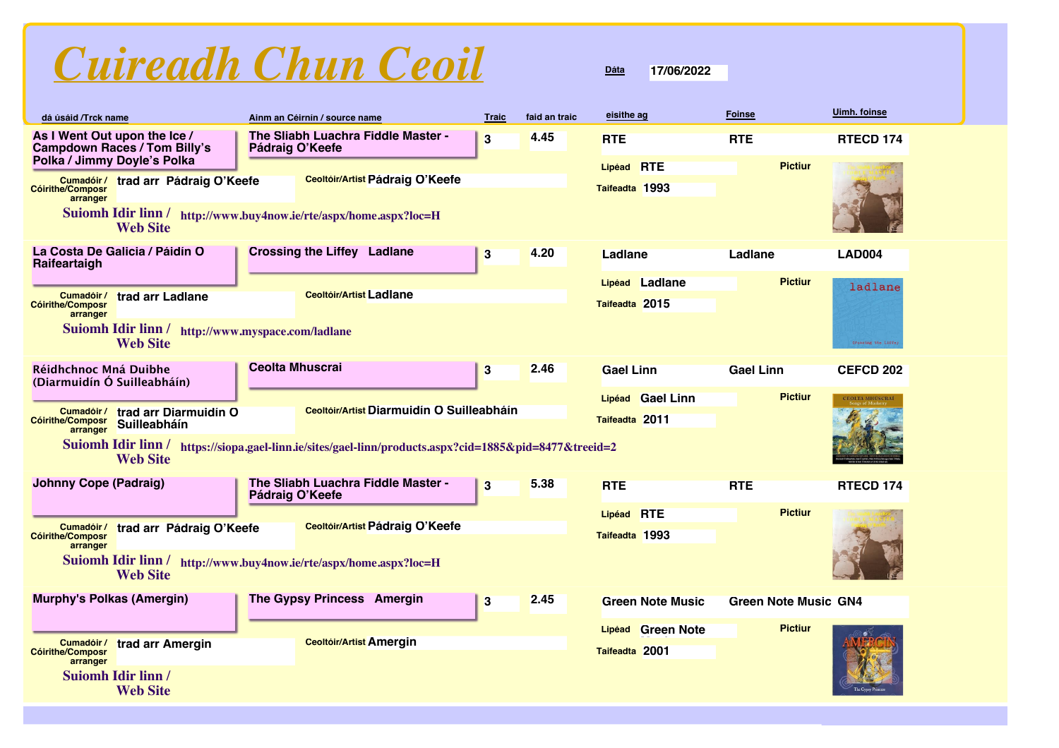# Cuireadh Chun Ceoil

**Dáta** 17/06/2022

| dá úsáid /Trck name | Ainm an Céirnín / source name | Traic | faid an traic | eisithe ag | Foinse | Uimh. foinse |
|---|---|---|---|---|---|---|
| As I Went Out upon the Ice / Campdown Races / Tom Billy's Polka / Jimmy Doyle's Polka | The Sliabh Luachra Fiddle Master - Pádraig O'Keefe | 3 | 4.45 | RTE | RTE | RTECD 174 |
| La Costa De Galicia / Páidín O Raifeartaigh | Crossing the Liffey Ladlane | 3 | 4.20 | Ladlane | Ladlane | LAD004 |
| Réidhchnoc Mná Duibhe (Diarmuidín Ó Suilleabháin) | Ceolta Mhuscrai | 3 | 2.46 | Gael Linn | Gael Linn | CEFCD 202 |
| Johnny Cope (Padraig) | The Sliabh Luachra Fiddle Master - Pádraig O'Keefe | 3 | 5.38 | RTE | RTE | RTECD 174 |
| Murphy's Polkas (Amergin) | The Gypsy Princess Amergin | 3 | 2.45 | Green Note Music | Green Note Music | GN4 |

**As I Went Out upon the Ice / Campdown Races / Tom Billy's Polka / Jimmy Doyle's Polka**
- Cumadóir / Cóirithe/Composr arranger: trad arr Pádraig O'Keefe
- Ceoltóir/Artist: Pádraig O'Keefe
- Lipéad: RTE
- Taifeadta: 1993
- Pictiur
- Suiomh Idir linn / Web Site: http://www.buy4now.ie/rte/aspx/home.aspx?loc=H

**La Costa De Galicia / Páidín O Raifeartaigh**
- Cumadóir / Cóirithe/Composr arranger: trad arr Ladlane
- Ceoltóir/Artist: Ladlane
- Lipéad: Ladlane
- Taifeadta: 2015
- Pictiur
- Suiomh Idir linn / Web Site: http://www.myspace.com/ladlane

**Réidhchnoc Mná Duibhe (Diarmuidín Ó Suilleabháin)**
- Cumadóir / Cóirithe/Composr arranger: trad arr Diarmuidin O Suilleabháin
- Ceoltóir/Artist: Diarmuidín O Suilleabháin
- Lipéad: Gael Linn
- Taifeadta: 2011
- Pictiur
- Suiomh Idir linn / Web Site: https://siopa.gael-linn.ie/sites/gael-linn/products.aspx?cid=1885&pid=8477&treeid=2

**Johnny Cope (Padraig)**
- Cumadóir / Cóirithe/Composr arranger: trad arr Pádraig O'Keefe
- Ceoltóir/Artist: Pádraig O'Keefe
- Lipéad: RTE
- Taifeadta: 1993
- Pictiur
- Suiomh Idir linn / Web Site: http://www.buy4now.ie/rte/aspx/home.aspx?loc=H

**Murphy's Polkas (Amergin)**
- Cumadóir / Cóirithe/Composr arranger: trad arr Amergin
- Ceoltóir/Artist: Amergin
- Lipéad: Green Note
- Taifeadta: 2001
- Pictiur
- Suiomh Idir linn / Web Site: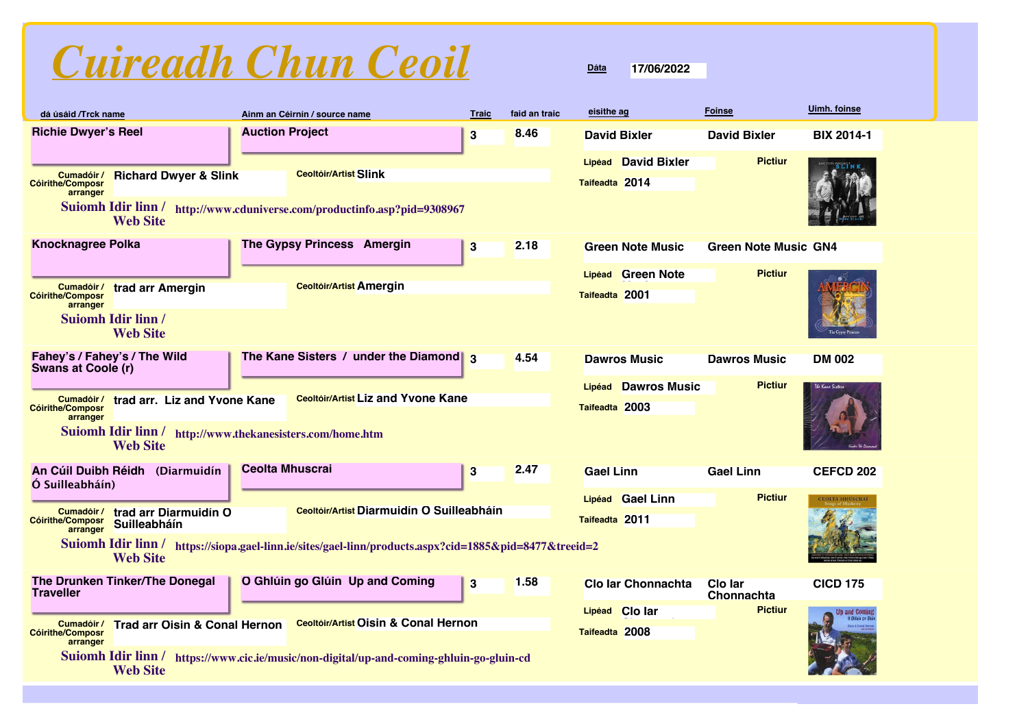# Cuireadh Chun Ceoil

**Dáta** 17/06/2022

| dá úsáid /Trck name | Ainm an Céirnín / source name | Traic | faid an traic | eisithe ag | Foinse | Uimh. foinse |
|---|---|---|---|---|---|---|
| Richie Dwyer's Reel | Auction Project | 3 | 8.46 | David Bixler | David Bixler | BIX 2014-1 |
| Knocknagree Polka | The Gypsy Princess Amergin | 3 | 2.18 | Green Note Music | Green Note Music | GN4 |
| Fahey's / Fahey's / The Wild Swans at Coole (r) | The Kane Sisters / under the Diamond | 3 | 4.54 | Dawros Music | Dawros Music | DM 002 |
| An Cúil Duibh Réidh (Diarmuidín Ó Suilleabháin) | Ceolta Mhuscrai | 3 | 2.47 | Gael Linn | Gael Linn | CEFCD 202 |
| The Drunken Tinker/The Donegal Traveller | O Ghlúin go Glúin Up and Coming | 3 | 1.58 | Clo Iar Chonnachta | Clo Iar Chonnachta | CICD 175 |

**Richie Dwyer's Reel**
- Cumadóir / Cóirithe/Composr arranger: Richard Dwyer & Slink
- Ceoltóir/Artist: Slink
- Lipéad: David Bixler
- Taifeadta: 2014
- Suiomh Idir linn / Web Site: http://www.cduniverse.com/productinfo.asp?pid=9308967
- Pictiur

**Knocknagree Polka**
- Cumadóir / Cóirithe/Composr arranger: trad arr Amergin
- Ceoltóir/Artist: Amergin
- Lipéad: Green Note
- Taifeadta: 2001
- Suiomh Idir linn / Web Site:
- Pictiur

**Fahey's / Fahey's / The Wild Swans at Coole (r)**
- Cumadóir / Cóirithe/Composr arranger: trad arr. Liz and Yvone Kane
- Ceoltóir/Artist: Liz and Yvone Kane
- Lipéad: Dawros Music
- Taifeadta: 2003
- Suiomh Idir linn / Web Site: http://www.thekanesisters.com/home.htm
- Pictiur

**An Cúil Duibh Réidh (Diarmuidín Ó Suilleabháin)**
- Cumadóir / Cóirithe/Composr arranger: trad arr Diarmuidín O Suilleabháin
- Ceoltóir/Artist: Diarmuidín O Suilleabháin
- Lipéad: Gael Linn
- Taifeadta: 2011
- Suiomh Idir linn / Web Site: https://siopa.gael-linn.ie/sites/gael-linn/products.aspx?cid=1885&pid=8477&treeid=2
- Pictiur

**The Drunken Tinker/The Donegal Traveller**
- Cumadóir / Cóirithe/Composr arranger: Trad arr Oisin & Conal Hernon
- Ceoltóir/Artist: Oisin & Conal Hernon
- Lipéad: Clo Iar
- Taifeadta: 2008
- Suiomh Idir linn / Web Site: https://www.cic.ie/music/non-digital/up-and-coming-ghluin-go-gluin-cd
- Pictiur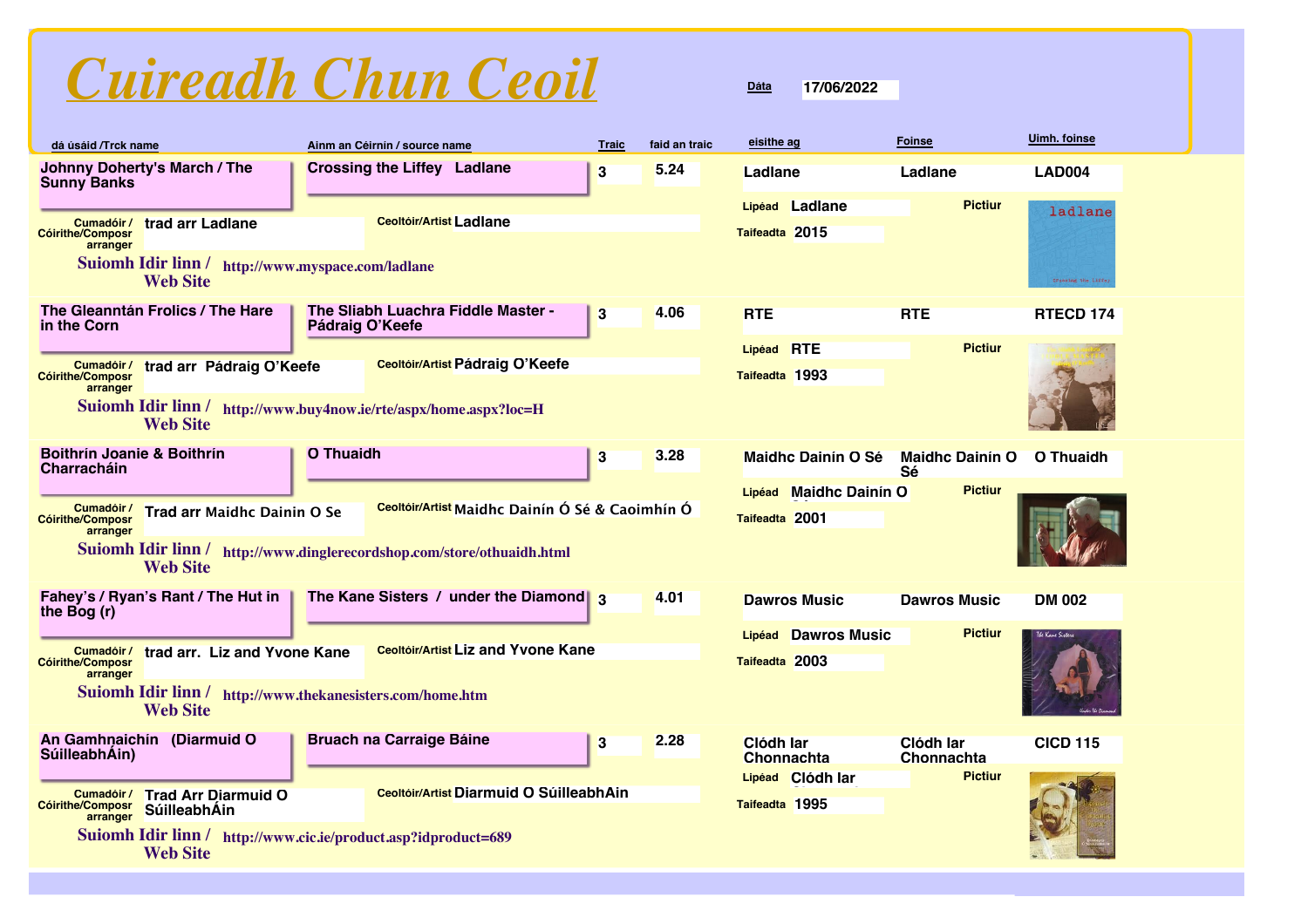# Cuireadh Chun Ceoil

**Dáta** 17/06/2022

| dá úsáid /Trck name | Ainm an Céirnín / source name | Traic | faid an traic | eisithe ag | Foinse | Uimh. foinse |
|---|---|---|---|---|---|---|
| Johnny Doherty's March / The Sunny Banks | Crossing the Liffey Ladlane | 3 | 5.24 | Ladlane | Ladlane | LAD004 |
| The Gleanntán Frolics / The Hare in the Corn | The Sliabh Luachra Fiddle Master - Pádraig O'Keefe | 3 | 4.06 | RTE | RTE | RTECD 174 |
| Boithrín Joanie & Boithrín Charracháin | O Thuaidh | 3 | 3.28 | Maidhc Dainín O Sé | Maidhc Dainín O Sé | O Thuaidh |
| Fahey's / Ryan's Rant / The Hut in the Bog (r) | The Kane Sisters / under the Diamond | 3 | 4.01 | Dawros Music | Dawros Music | DM 002 |
| An Gamhnaichín (Diarmuid O SúilleabhÁin) | Bruach na Carraige Báine | 3 | 2.28 | Clódh Iar Chonnachta | Clódh Iar Chonnachta | CICD 115 |

| dá úsáid /Trck name | Cumadóir / Cóirithe/Composr arranger | Ceoltóir/Artist | Lipéad | Taifeadta | Suiomh Idir linn / Web Site |
|---|---|---|---|---|---|
| Johnny Doherty's March / The Sunny Banks | trad arr Ladlane | Ladlane | Ladlane | 2015 | http://www.myspace.com/ladlane |
| The Gleanntán Frolics / The Hare in the Corn | trad arr Pádraig O'Keefe | Pádraig O'Keefe | RTE | 1993 | http://www.buy4now.ie/rte/aspx/home.aspx?loc=H |
| Boithrín Joanie & Boithrín Charracháin | Trad arr Maidhc Dainin O Se | Maidhc Dainín Ó Sé & Caoimhín Ó | Maidhc Dainín O | 2001 | http://www.dinglerecordshop.com/store/othuaidh.html |
| Fahey's / Ryan's Rant / The Hut in the Bog (r) | trad arr. Liz and Yvone Kane | Liz and Yvone Kane | Dawros Music | 2003 | http://www.thekanesisters.com/home.htm |
| An Gamhnaichín (Diarmuid O SúilleabhÁin) | Trad Arr Diarmuid O SúilleabhÁin | Diarmuid O SúilleabhAin | Clódh Iar | 1995 | http://www.cic.ie/product.asp?idproduct=689 |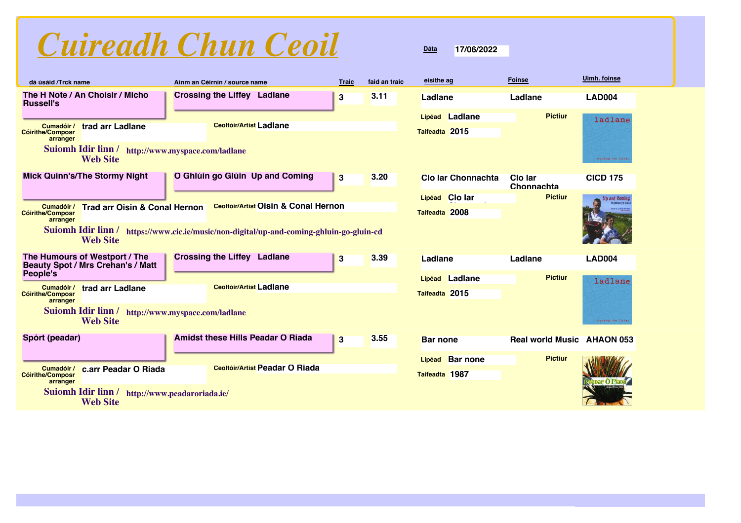# *Cuireadh Chun Ceoil*

**Dáta** 17/06/2022

| dá úsáid /Trck name | Ainm an Céirnín / source name | Traic | faid an traic | eisithe ag | Foinse | Uimh. foinse |
|---|---|---|---|---|---|---|
| The H Note / An Choisir / Micho Russell's | Crossing the Liffey Ladlane | 3 | 3.11 | Ladlane | Ladlane | LAD004 |
| Mick Quinn's/The Stormy Night | O Ghlúin go Glúin Up and Coming | 3 | 3.20 | Clo Iar Chonnachta | Clo Iar Chonnachta | CICD 175 |
| The Humours of Westport / The Beauty Spot / Mrs Crehan's / Matt People's | Crossing the Liffey Ladlane | 3 | 3.39 | Ladlane | Ladlane | LAD004 |
| Spórt (peadar) | Amidst these Hills Peadar O Riada | 3 | 3.55 | Bar none | Real world Music | AHAON 053 |

**The H Note / An Choisir / Micho Russell's**
- Cumadóir / Cóirithe/Composr arranger: trad arr Ladlane
- Ceoltóir/Artist: Ladlane
- Lipéad: Ladlane
- Taifeadta: 2015
- Pictiur
- Suiomh Idir linn / Web Site: http://www.myspace.com/ladlane

**Mick Quinn's/The Stormy Night**
- Cumadóir / Cóirithe/Composr arranger: Trad arr Oisin & Conal Hernon
- Ceoltóir/Artist: Oisin & Conal Hernon
- Lipéad: Clo Iar
- Taifeadta: 2008
- Pictiur
- Suiomh Idir linn / Web Site: https://www.cic.ie/music/non-digital/up-and-coming-ghluin-go-gluin-cd

**The Humours of Westport / The Beauty Spot / Mrs Crehan's / Matt People's**
- Cumadóir / Cóirithe/Composr arranger: trad arr Ladlane
- Ceoltóir/Artist: Ladlane
- Lipéad: Ladlane
- Taifeadta: 2015
- Pictiur
- Suiomh Idir linn / Web Site: http://www.myspace.com/ladlane

**Spórt (peadar)**
- Cumadóir / Cóirithe/Composr arranger: c.arr Peadar O Riada
- Ceoltóir/Artist: Peadar O Riada
- Lipéad: Bar none
- Taifeadta: 1987
- Pictiur
- Suiomh Idir linn / Web Site: http://www.peadaroriada.ie/